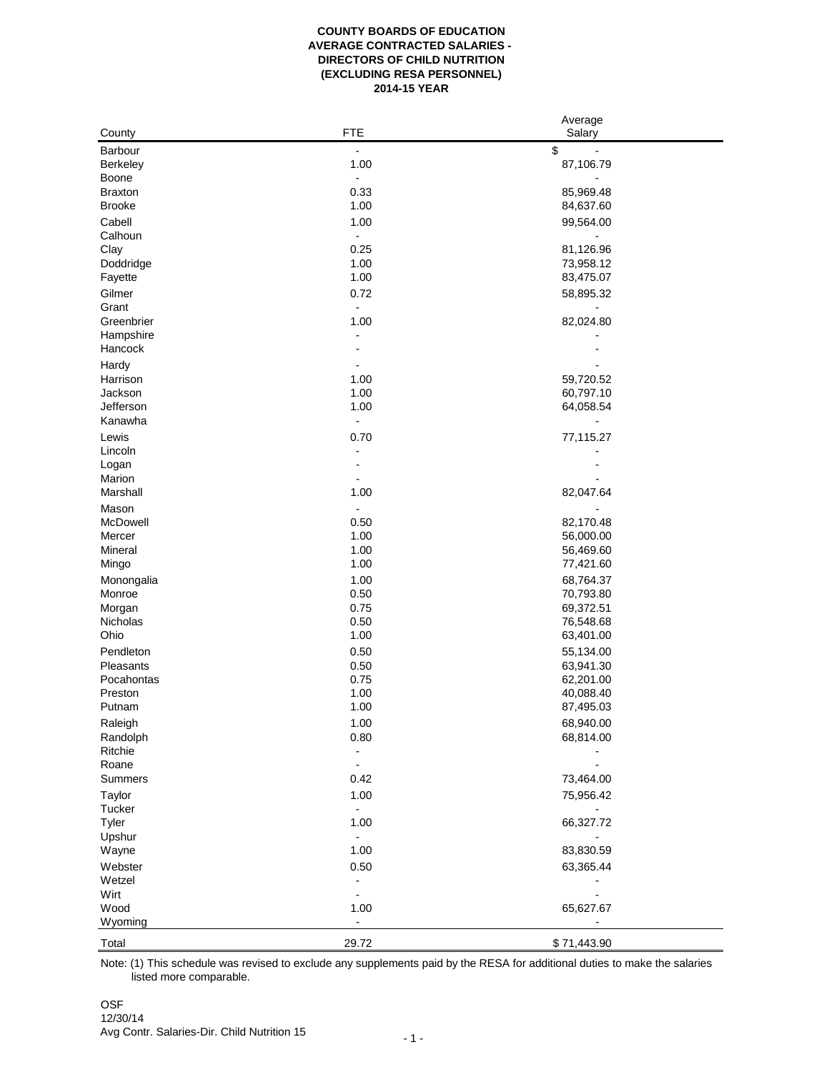**COUNTY BOARDS OF EDUCATION**
**AVERAGE CONTRACTED SALARIES -**
**DIRECTORS OF CHILD NUTRITION**
**(EXCLUDING RESA PERSONNEL)**
**2014-15 YEAR**

| County | FTE | Average Salary |
|---|---|---|
| Barbour | - | $ - |
| Berkeley | 1.00 | 87,106.79 |
| Boone | - | - |
| Braxton | 0.33 | 85,969.48 |
| Brooke | 1.00 | 84,637.60 |
| Cabell | 1.00 | 99,564.00 |
| Calhoun | - | - |
| Clay | 0.25 | 81,126.96 |
| Doddridge | 1.00 | 73,958.12 |
| Fayette | 1.00 | 83,475.07 |
| Gilmer | 0.72 | 58,895.32 |
| Grant | - | - |
| Greenbrier | 1.00 | 82,024.80 |
| Hampshire | - | - |
| Hancock | - | - |
| Hardy | - | - |
| Harrison | 1.00 | 59,720.52 |
| Jackson | 1.00 | 60,797.10 |
| Jefferson | 1.00 | 64,058.54 |
| Kanawha | - | - |
| Lewis | 0.70 | 77,115.27 |
| Lincoln | - | - |
| Logan | - | - |
| Marion | - | - |
| Marshall | 1.00 | 82,047.64 |
| Mason | - | - |
| McDowell | 0.50 | 82,170.48 |
| Mercer | 1.00 | 56,000.00 |
| Mineral | 1.00 | 56,469.60 |
| Mingo | 1.00 | 77,421.60 |
| Monongalia | 1.00 | 68,764.37 |
| Monroe | 0.50 | 70,793.80 |
| Morgan | 0.75 | 69,372.51 |
| Nicholas | 0.50 | 76,548.68 |
| Ohio | 1.00 | 63,401.00 |
| Pendleton | 0.50 | 55,134.00 |
| Pleasants | 0.50 | 63,941.30 |
| Pocahontas | 0.75 | 62,201.00 |
| Preston | 1.00 | 40,088.40 |
| Putnam | 1.00 | 87,495.03 |
| Raleigh | 1.00 | 68,940.00 |
| Randolph | 0.80 | 68,814.00 |
| Ritchie | - | - |
| Roane | - | - |
| Summers | 0.42 | 73,464.00 |
| Taylor | 1.00 | 75,956.42 |
| Tucker | - | - |
| Tyler | 1.00 | 66,327.72 |
| Upshur | - | - |
| Wayne | 1.00 | 83,830.59 |
| Webster | 0.50 | 63,365.44 |
| Wetzel | - | - |
| Wirt | - | - |
| Wood | 1.00 | 65,627.67 |
| Wyoming | - | - |
| Total | 29.72 | $ 71,443.90 |

Note: (1) This schedule was revised to exclude any supplements paid by the RESA for additional duties to make the salaries listed more comparable.

OSF
12/30/14
Avg Contr. Salaries-Dir. Child Nutrition 15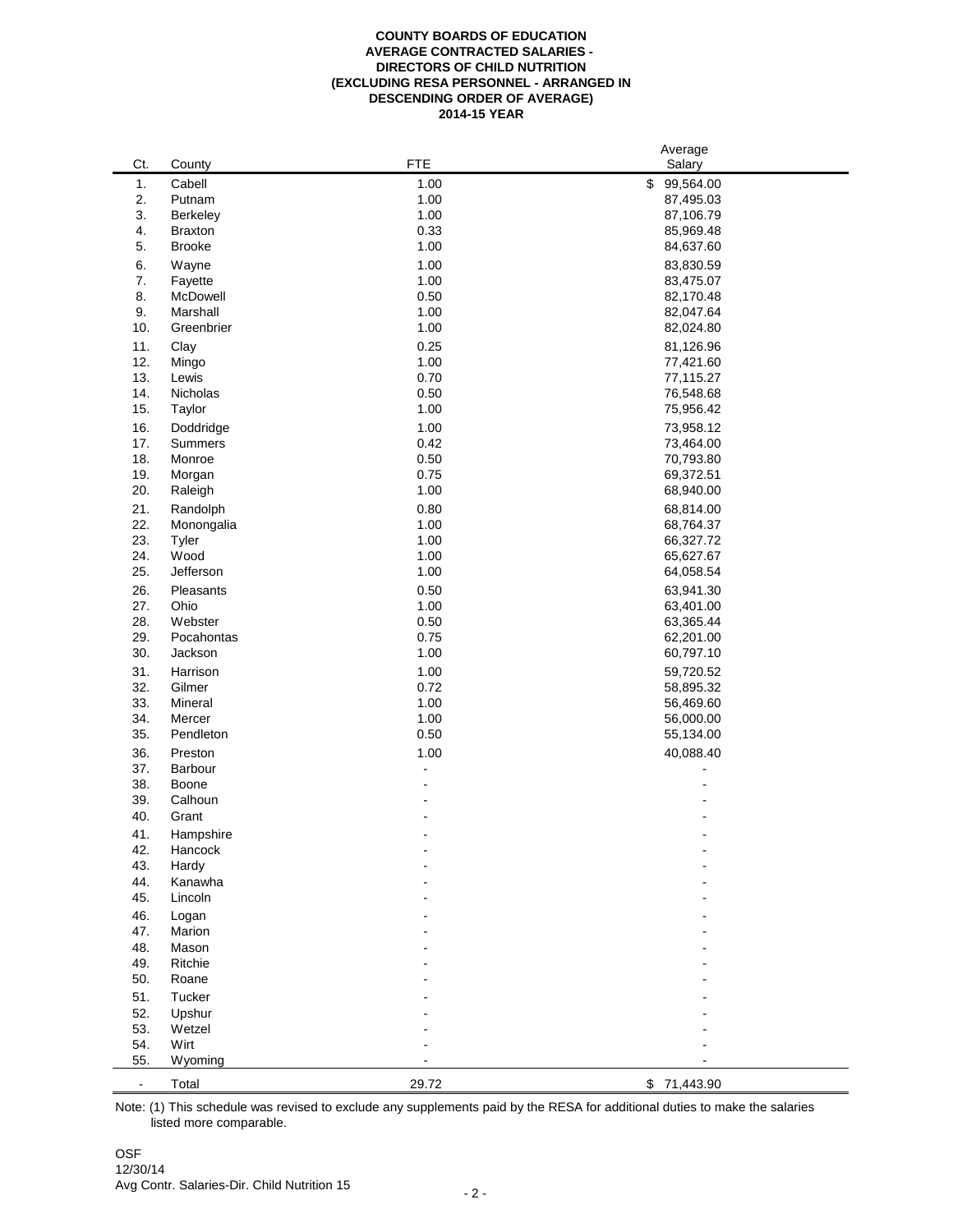**COUNTY BOARDS OF EDUCATION**
**AVERAGE CONTRACTED SALARIES -**
**DIRECTORS OF CHILD NUTRITION**
**(EXCLUDING RESA PERSONNEL - ARRANGED IN**
**DESCENDING ORDER OF AVERAGE)**
**2014-15 YEAR**

| Ct. | County | FTE | Average Salary |
|---|---|---|---|
| 1. | Cabell | 1.00 | $ 99,564.00 |
| 2. | Putnam | 1.00 | 87,495.03 |
| 3. | Berkeley | 1.00 | 87,106.79 |
| 4. | Braxton | 0.33 | 85,969.48 |
| 5. | Brooke | 1.00 | 84,637.60 |
| 6. | Wayne | 1.00 | 83,830.59 |
| 7. | Fayette | 1.00 | 83,475.07 |
| 8. | McDowell | 0.50 | 82,170.48 |
| 9. | Marshall | 1.00 | 82,047.64 |
| 10. | Greenbrier | 1.00 | 82,024.80 |
| 11. | Clay | 0.25 | 81,126.96 |
| 12. | Mingo | 1.00 | 77,421.60 |
| 13. | Lewis | 0.70 | 77,115.27 |
| 14. | Nicholas | 0.50 | 76,548.68 |
| 15. | Taylor | 1.00 | 75,956.42 |
| 16. | Doddridge | 1.00 | 73,958.12 |
| 17. | Summers | 0.42 | 73,464.00 |
| 18. | Monroe | 0.50 | 70,793.80 |
| 19. | Morgan | 0.75 | 69,372.51 |
| 20. | Raleigh | 1.00 | 68,940.00 |
| 21. | Randolph | 0.80 | 68,814.00 |
| 22. | Monongalia | 1.00 | 68,764.37 |
| 23. | Tyler | 1.00 | 66,327.72 |
| 24. | Wood | 1.00 | 65,627.67 |
| 25. | Jefferson | 1.00 | 64,058.54 |
| 26. | Pleasants | 0.50 | 63,941.30 |
| 27. | Ohio | 1.00 | 63,401.00 |
| 28. | Webster | 0.50 | 63,365.44 |
| 29. | Pocahontas | 0.75 | 62,201.00 |
| 30. | Jackson | 1.00 | 60,797.10 |
| 31. | Harrison | 1.00 | 59,720.52 |
| 32. | Gilmer | 0.72 | 58,895.32 |
| 33. | Mineral | 1.00 | 56,469.60 |
| 34. | Mercer | 1.00 | 56,000.00 |
| 35. | Pendleton | 0.50 | 55,134.00 |
| 36. | Preston | 1.00 | 40,088.40 |
| 37. | Barbour | - | - |
| 38. | Boone | - | - |
| 39. | Calhoun | - | - |
| 40. | Grant | - | - |
| 41. | Hampshire | - | - |
| 42. | Hancock | - | - |
| 43. | Hardy | - | - |
| 44. | Kanawha | - | - |
| 45. | Lincoln | - | - |
| 46. | Logan | - | - |
| 47. | Marion | - | - |
| 48. | Mason | - | - |
| 49. | Ritchie | - | - |
| 50. | Roane | - | - |
| 51. | Tucker | - | - |
| 52. | Upshur | - | - |
| 53. | Wetzel | - | - |
| 54. | Wirt | - | - |
| 55. | Wyoming | - | - |
| - | Total | 29.72 | $ 71,443.90 |

Note: (1) This schedule was revised to exclude any supplements paid by the RESA for additional duties to make the salaries listed more comparable.

OSF
12/30/14
Avg Contr. Salaries-Dir. Child Nutrition 15